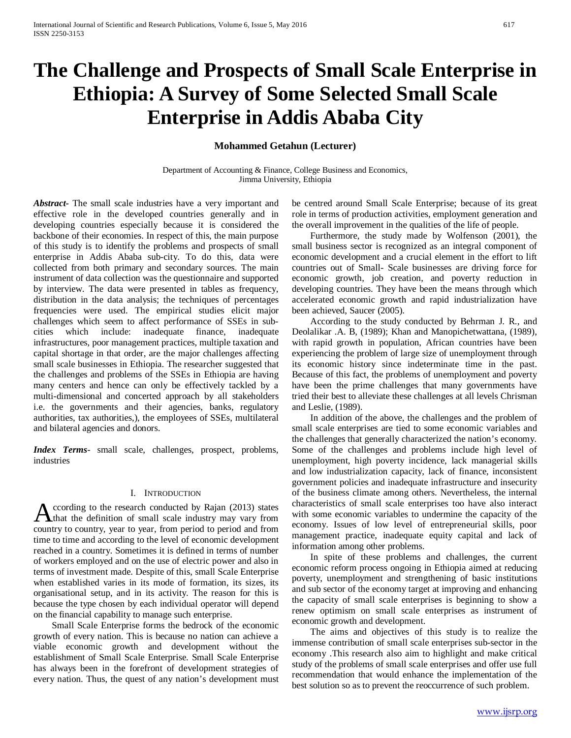# The Challenge and Prospects of Small Scale Enterprise in Ethiopia: A Survey of Some Selected Small Scale Enterprise in Addis Ababa City

**Mohammed Getahun (Lecturer)**

Department of Accounting & Finance, College Business and Economics,
Jimma University, Ethiopia

***Abstract-*** The small scale industries have a very important and effective role in the developed countries generally and in developing countries especially because it is considered the backbone of their economies. In respect of this, the main purpose of this study is to identify the problems and prospects of small enterprise in Addis Ababa sub-city. To do this, data were collected from both primary and secondary sources. The main instrument of data collection was the questionnaire and supported by interview. The data were presented in tables as frequency, distribution in the data analysis; the techniques of percentages frequencies were used. The empirical studies elicit major challenges which seem to affect performance of SSEs in sub-cities which include: inadequate finance, inadequate infrastructures, poor management practices, multiple taxation and capital shortage in that order, are the major challenges affecting small scale businesses in Ethiopia. The researcher suggested that the challenges and problems of the SSEs in Ethiopia are having many centers and hence can only be effectively tackled by a multi-dimensional and concerted approach by all stakeholders i.e. the governments and their agencies, banks, regulatory authorities, tax authorities,), the employees of SSEs, multilateral and bilateral agencies and donors.

***Index Terms***- small scale, challenges, prospect, problems, industries

## I. Introduction

According to the research conducted by Rajan (2013) states that the definition of small scale industry may vary from country to country, year to year, from period to period and from time to time and according to the level of economic development reached in a country. Sometimes it is defined in terms of number of workers employed and on the use of electric power and also in terms of investment made. Despite of this, small Scale Enterprise when established varies in its mode of formation, its sizes, its organisational setup, and in its activity. The reason for this is because the type chosen by each individual operator will depend on the financial capability to manage such enterprise.

Small Scale Enterprise forms the bedrock of the economic growth of every nation. This is because no nation can achieve a viable economic growth and development without the establishment of Small Scale Enterprise. Small Scale Enterprise has always been in the forefront of development strategies of every nation. Thus, the quest of any nation's development must be centred around Small Scale Enterprise; because of its great role in terms of production activities, employment generation and the overall improvement in the qualities of the life of people.

Furthermore, the study made by Wolfenson (2001), the small business sector is recognized as an integral component of economic development and a crucial element in the effort to lift countries out of Small- Scale businesses are driving force for economic growth, job creation, and poverty reduction in developing countries. They have been the means through which accelerated economic growth and rapid industrialization have been achieved, Saucer (2005).

According to the study conducted by Behrman J. R., and Deolalikar .A. B, (1989); Khan and Manopichetwattana, (1989), with rapid growth in population, African countries have been experiencing the problem of large size of unemployment through its economic history since indeterminate time in the past. Because of this fact, the problems of unemployment and poverty have been the prime challenges that many governments have tried their best to alleviate these challenges at all levels Chrisman and Leslie, (1989).

In addition of the above, the challenges and the problem of small scale enterprises are tied to some economic variables and the challenges that generally characterized the nation's economy. Some of the challenges and problems include high level of unemployment, high poverty incidence, lack managerial skills and low industrialization capacity, lack of finance, inconsistent government policies and inadequate infrastructure and insecurity of the business climate among others. Nevertheless, the internal characteristics of small scale enterprises too have also interact with some economic variables to undermine the capacity of the economy. Issues of low level of entrepreneurial skills, poor management practice, inadequate equity capital and lack of information among other problems.

In spite of these problems and challenges, the current economic reform process ongoing in Ethiopia aimed at reducing poverty, unemployment and strengthening of basic institutions and sub sector of the economy target at improving and enhancing the capacity of small scale enterprises is beginning to show a renew optimism on small scale enterprises as instrument of economic growth and development.

The aims and objectives of this study is to realize the immense contribution of small scale enterprises sub-sector in the economy .This research also aim to highlight and make critical study of the problems of small scale enterprises and offer use full recommendation that would enhance the implementation of the best solution so as to prevent the reoccurrence of such problem.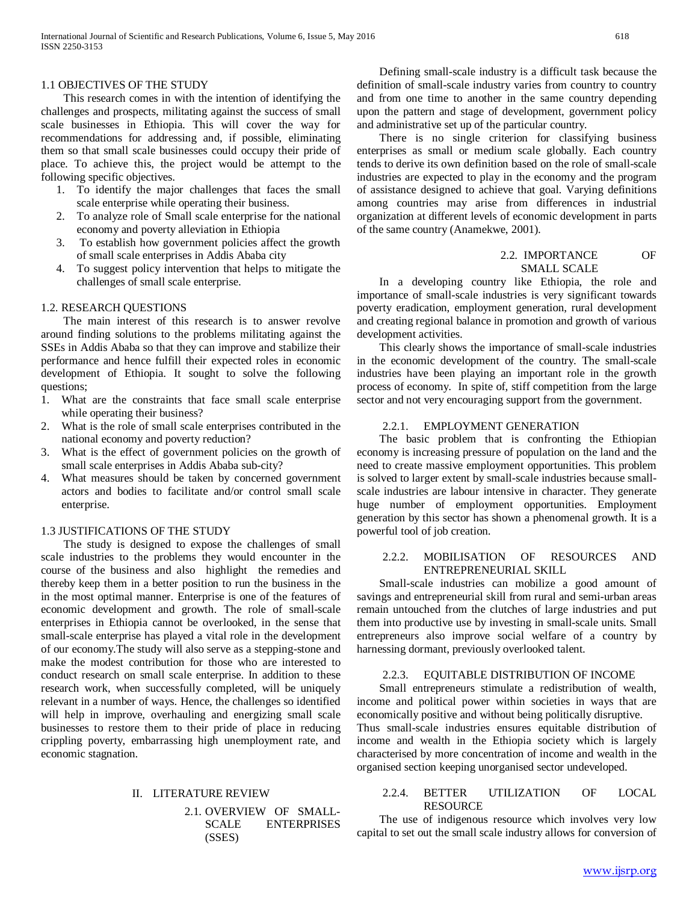## 1.1 OBJECTIVES OF THE STUDY

This research comes in with the intention of identifying the challenges and prospects, militating against the success of small scale businesses in Ethiopia. This will cover the way for recommendations for addressing and, if possible, eliminating them so that small scale businesses could occupy their pride of place. To achieve this, the project would be attempt to the following specific objectives.

1. To identify the major challenges that faces the small scale enterprise while operating their business.
2. To analyze role of Small scale enterprise for the national economy and poverty alleviation in Ethiopia
3. To establish how government policies affect the growth of small scale enterprises in Addis Ababa city
4. To suggest policy intervention that helps to mitigate the challenges of small scale enterprise.

## 1.2. RESEARCH QUESTIONS

The main interest of this research is to answer revolve around finding solutions to the problems militating against the SSEs in Addis Ababa so that they can improve and stabilize their performance and hence fulfill their expected roles in economic development of Ethiopia. It sought to solve the following questions;

1. What are the constraints that face small scale enterprise while operating their business?
2. What is the role of small scale enterprises contributed in the national economy and poverty reduction?
3. What is the effect of government policies on the growth of small scale enterprises in Addis Ababa sub-city?
4. What measures should be taken by concerned government actors and bodies to facilitate and/or control small scale enterprise.

## 1.3 JUSTIFICATIONS OF THE STUDY

The study is designed to expose the challenges of small scale industries to the problems they would encounter in the course of the business and also highlight the remedies and thereby keep them in a better position to run the business in the in the most optimal manner. Enterprise is one of the features of economic development and growth. The role of small-scale enterprises in Ethiopia cannot be overlooked, in the sense that small-scale enterprise has played a vital role in the development of our economy.The study will also serve as a stepping-stone and make the modest contribution for those who are interested to conduct research on small scale enterprise. In addition to these research work, when successfully completed, will be uniquely relevant in a number of ways. Hence, the challenges so identified will help in improve, overhauling and energizing small scale businesses to restore them to their pride of place in reducing crippling poverty, embarrassing high unemployment rate, and economic stagnation.

# II. LITERATURE REVIEW

## 2.1. OVERVIEW OF SMALL-SCALE ENTERPRISES (SSES)

Defining small-scale industry is a difficult task because the definition of small-scale industry varies from country to country and from one time to another in the same country depending upon the pattern and stage of development, government policy and administrative set up of the particular country.

There is no single criterion for classifying business enterprises as small or medium scale globally. Each country tends to derive its own definition based on the role of small-scale industries are expected to play in the economy and the program of assistance designed to achieve that goal. Varying definitions among countries may arise from differences in industrial organization at different levels of economic development in parts of the same country (Anamekwe, 2001).

## 2.2. IMPORTANCE OF SMALL SCALE

In a developing country like Ethiopia, the role and importance of small-scale industries is very significant towards poverty eradication, employment generation, rural development and creating regional balance in promotion and growth of various development activities.

This clearly shows the importance of small-scale industries in the economic development of the country. The small-scale industries have been playing an important role in the growth process of economy. In spite of, stiff competition from the large sector and not very encouraging support from the government.

### 2.2.1. EMPLOYMENT GENERATION

The basic problem that is confronting the Ethiopian economy is increasing pressure of population on the land and the need to create massive employment opportunities. This problem is solved to larger extent by small-scale industries because small-scale industries are labour intensive in character. They generate huge number of employment opportunities. Employment generation by this sector has shown a phenomenal growth. It is a powerful tool of job creation.

### 2.2.2. MOBILISATION OF RESOURCES AND ENTREPRENEURIAL SKILL

Small-scale industries can mobilize a good amount of savings and entrepreneurial skill from rural and semi-urban areas remain untouched from the clutches of large industries and put them into productive use by investing in small-scale units. Small entrepreneurs also improve social welfare of a country by harnessing dormant, previously overlooked talent.

### 2.2.3. EQUITABLE DISTRIBUTION OF INCOME

Small entrepreneurs stimulate a redistribution of wealth, income and political power within societies in ways that are economically positive and without being politically disruptive.
Thus small-scale industries ensures equitable distribution of income and wealth in the Ethiopia society which is largely characterised by more concentration of income and wealth in the organised section keeping unorganised sector undeveloped.

### 2.2.4. BETTER UTILIZATION OF LOCAL RESOURCE

The use of indigenous resource which involves very low capital to set out the small scale industry allows for conversion of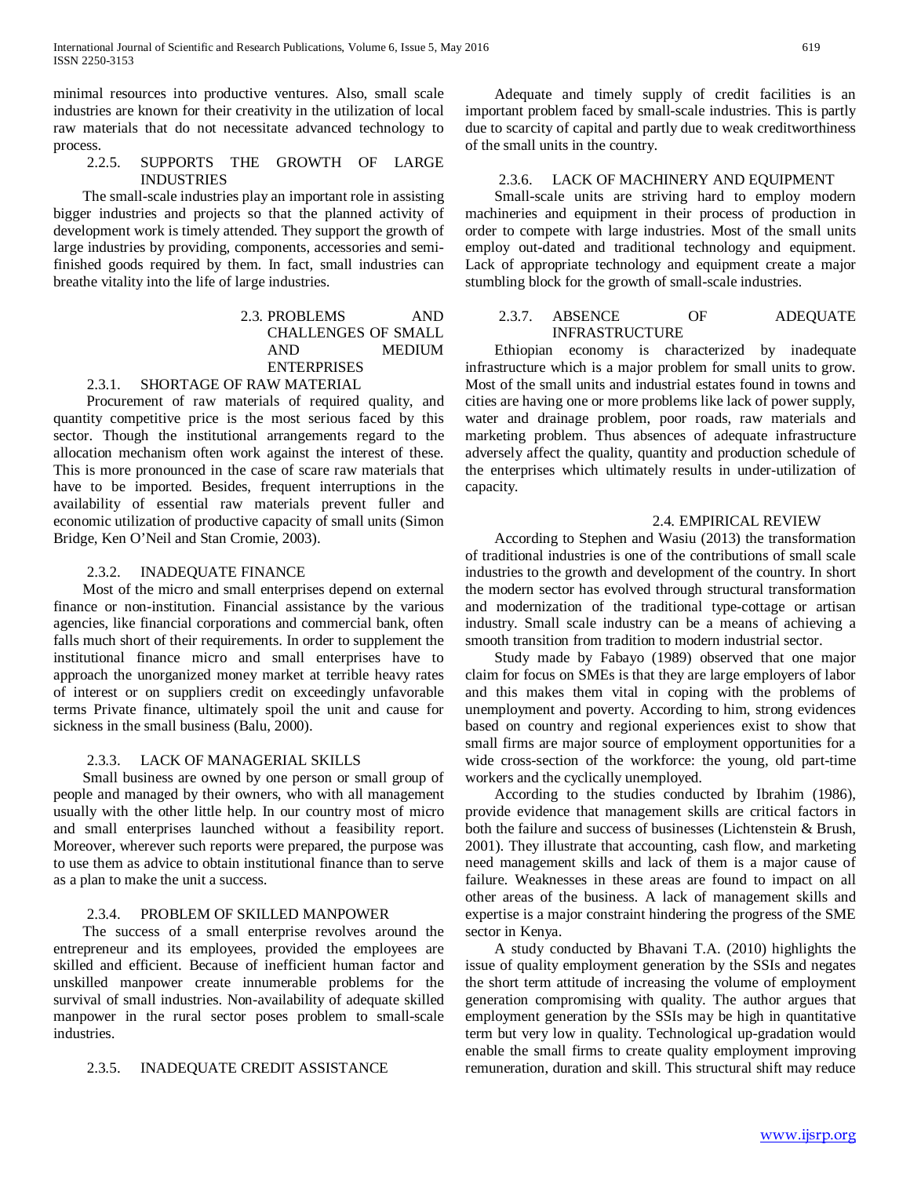minimal resources into productive ventures. Also, small scale industries are known for their creativity in the utilization of local raw materials that do not necessitate advanced technology to process.

#### 2.2.5. SUPPORTS THE GROWTH OF LARGE INDUSTRIES

The small-scale industries play an important role in assisting bigger industries and projects so that the planned activity of development work is timely attended. They support the growth of large industries by providing, components, accessories and semi-finished goods required by them. In fact, small industries can breathe vitality into the life of large industries.

### 2.3. PROBLEMS AND CHALLENGES OF SMALL AND MEDIUM ENTERPRISES

#### 2.3.1. SHORTAGE OF RAW MATERIAL

Procurement of raw materials of required quality, and quantity competitive price is the most serious faced by this sector. Though the institutional arrangements regard to the allocation mechanism often work against the interest of these. This is more pronounced in the case of scare raw materials that have to be imported. Besides, frequent interruptions in the availability of essential raw materials prevent fuller and economic utilization of productive capacity of small units (Simon Bridge, Ken O'Neil and Stan Cromie, 2003).

#### 2.3.2. INADEQUATE FINANCE

Most of the micro and small enterprises depend on external finance or non-institution. Financial assistance by the various agencies, like financial corporations and commercial bank, often falls much short of their requirements. In order to supplement the institutional finance micro and small enterprises have to approach the unorganized money market at terrible heavy rates of interest or on suppliers credit on exceedingly unfavorable terms Private finance, ultimately spoil the unit and cause for sickness in the small business (Balu, 2000).

#### 2.3.3. LACK OF MANAGERIAL SKILLS

Small business are owned by one person or small group of people and managed by their owners, who with all management usually with the other little help. In our country most of micro and small enterprises launched without a feasibility report. Moreover, wherever such reports were prepared, the purpose was to use them as advice to obtain institutional finance than to serve as a plan to make the unit a success.

#### 2.3.4. PROBLEM OF SKILLED MANPOWER

The success of a small enterprise revolves around the entrepreneur and its employees, provided the employees are skilled and efficient. Because of inefficient human factor and unskilled manpower create innumerable problems for the survival of small industries. Non-availability of adequate skilled manpower in the rural sector poses problem to small-scale industries.

#### 2.3.5. INADEQUATE CREDIT ASSISTANCE

Adequate and timely supply of credit facilities is an important problem faced by small-scale industries. This is partly due to scarcity of capital and partly due to weak creditworthiness of the small units in the country.

#### 2.3.6. LACK OF MACHINERY AND EQUIPMENT

Small-scale units are striving hard to employ modern machineries and equipment in their process of production in order to compete with large industries. Most of the small units employ out-dated and traditional technology and equipment. Lack of appropriate technology and equipment create a major stumbling block for the growth of small-scale industries.

#### 2.3.7. ABSENCE OF ADEQUATE INFRASTRUCTURE

Ethiopian economy is characterized by inadequate infrastructure which is a major problem for small units to grow. Most of the small units and industrial estates found in towns and cities are having one or more problems like lack of power supply, water and drainage problem, poor roads, raw materials and marketing problem. Thus absences of adequate infrastructure adversely affect the quality, quantity and production schedule of the enterprises which ultimately results in under-utilization of capacity.

### 2.4. EMPIRICAL REVIEW

According to Stephen and Wasiu (2013) the transformation of traditional industries is one of the contributions of small scale industries to the growth and development of the country. In short the modern sector has evolved through structural transformation and modernization of the traditional type-cottage or artisan industry. Small scale industry can be a means of achieving a smooth transition from tradition to modern industrial sector.

Study made by Fabayo (1989) observed that one major claim for focus on SMEs is that they are large employers of labor and this makes them vital in coping with the problems of unemployment and poverty. According to him, strong evidences based on country and regional experiences exist to show that small firms are major source of employment opportunities for a wide cross-section of the workforce: the young, old part-time workers and the cyclically unemployed.

According to the studies conducted by Ibrahim (1986), provide evidence that management skills are critical factors in both the failure and success of businesses (Lichtenstein & Brush, 2001). They illustrate that accounting, cash flow, and marketing need management skills and lack of them is a major cause of failure. Weaknesses in these areas are found to impact on all other areas of the business. A lack of management skills and expertise is a major constraint hindering the progress of the SME sector in Kenya.

A study conducted by Bhavani T.A. (2010) highlights the issue of quality employment generation by the SSIs and negates the short term attitude of increasing the volume of employment generation compromising with quality. The author argues that employment generation by the SSIs may be high in quantitative term but very low in quality. Technological up-gradation would enable the small firms to create quality employment improving remuneration, duration and skill. This structural shift may reduce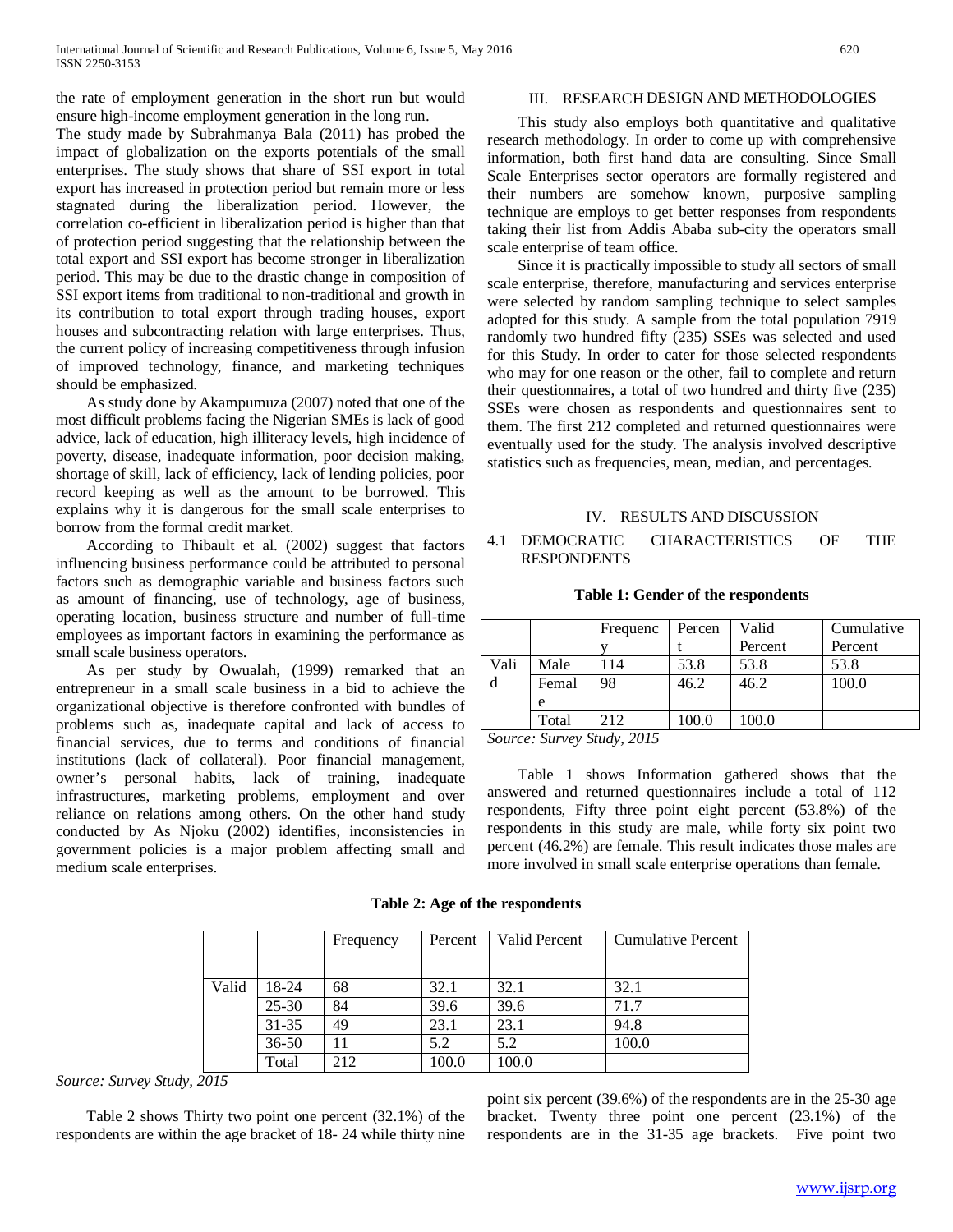the rate of employment generation in the short run but would ensure high-income employment generation in the long run.

The study made by Subrahmanya Bala (2011) has probed the impact of globalization on the exports potentials of the small enterprises. The study shows that share of SSI export in total export has increased in protection period but remain more or less stagnated during the liberalization period. However, the correlation co-efficient in liberalization period is higher than that of protection period suggesting that the relationship between the total export and SSI export has become stronger in liberalization period. This may be due to the drastic change in composition of SSI export items from traditional to non-traditional and growth in its contribution to total export through trading houses, export houses and subcontracting relation with large enterprises. Thus, the current policy of increasing competitiveness through infusion of improved technology, finance, and marketing techniques should be emphasized.

As study done by Akampumuza (2007) noted that one of the most difficult problems facing the Nigerian SMEs is lack of good advice, lack of education, high illiteracy levels, high incidence of poverty, disease, inadequate information, poor decision making, shortage of skill, lack of efficiency, lack of lending policies, poor record keeping as well as the amount to be borrowed. This explains why it is dangerous for the small scale enterprises to borrow from the formal credit market.

According to Thibault et al. (2002) suggest that factors influencing business performance could be attributed to personal factors such as demographic variable and business factors such as amount of financing, use of technology, age of business, operating location, business structure and number of full-time employees as important factors in examining the performance as small scale business operators.

As per study by Owualah, (1999) remarked that an entrepreneur in a small scale business in a bid to achieve the organizational objective is therefore confronted with bundles of problems such as, inadequate capital and lack of access to financial services, due to terms and conditions of financial institutions (lack of collateral). Poor financial management, owner's personal habits, lack of training, inadequate infrastructures, marketing problems, employment and over reliance on relations among others. On the other hand study conducted by As Njoku (2002) identifies, inconsistencies in government policies is a major problem affecting small and medium scale enterprises.

## III. RESEARCH DESIGN AND METHODOLOGIES

This study also employs both quantitative and qualitative research methodology. In order to come up with comprehensive information, both first hand data are consulting. Since Small Scale Enterprises sector operators are formally registered and their numbers are somehow known, purposive sampling technique are employs to get better responses from respondents taking their list from Addis Ababa sub-city the operators small scale enterprise of team office.

Since it is practically impossible to study all sectors of small scale enterprise, therefore, manufacturing and services enterprise were selected by random sampling technique to select samples adopted for this study. A sample from the total population 7919 randomly two hundred fifty (235) SSEs was selected and used for this Study. In order to cater for those selected respondents who may for one reason or the other, fail to complete and return their questionnaires, a total of two hundred and thirty five (235) SSEs were chosen as respondents and questionnaires sent to them. The first 212 completed and returned questionnaires were eventually used for the study. The analysis involved descriptive statistics such as frequencies, mean, median, and percentages.

## IV. RESULTS AND DISCUSSION

### 4.1 DEMOCRATIC CHARACTERISTICS OF THE RESPONDENTS

**Table 1: Gender of the respondents**

| | | Frequency | Percent | Valid Percent | Cumulative Percent |
|---|---|---|---|---|---|
| Valid | Male | 114 | 53.8 | 53.8 | 53.8 |
| | Female | 98 | 46.2 | 46.2 | 100.0 |
| | Total | 212 | 100.0 | 100.0 | |

*Source: Survey Study, 2015*

Table 1 shows Information gathered shows that the answered and returned questionnaires include a total of 112 respondents, Fifty three point eight percent (53.8%) of the respondents in this study are male, while forty six point two percent (46.2%) are female. This result indicates those males are more involved in small scale enterprise operations than female.

**Table 2: Age of the respondents**

| | | Frequency | Percent | Valid Percent | Cumulative Percent |
|---|---|---|---|---|---|
| Valid | 18-24 | 68 | 32.1 | 32.1 | 32.1 |
| | 25-30 | 84 | 39.6 | 39.6 | 71.7 |
| | 31-35 | 49 | 23.1 | 23.1 | 94.8 |
| | 36-50 | 11 | 5.2 | 5.2 | 100.0 |
| | Total | 212 | 100.0 | 100.0 | |

*Source: Survey Study, 2015*

Table 2 shows Thirty two point one percent (32.1%) of the respondents are within the age bracket of 18- 24 while thirty nine point six percent (39.6%) of the respondents are in the 25-30 age bracket. Twenty three point one percent (23.1%) of the respondents are in the 31-35 age brackets. Five point two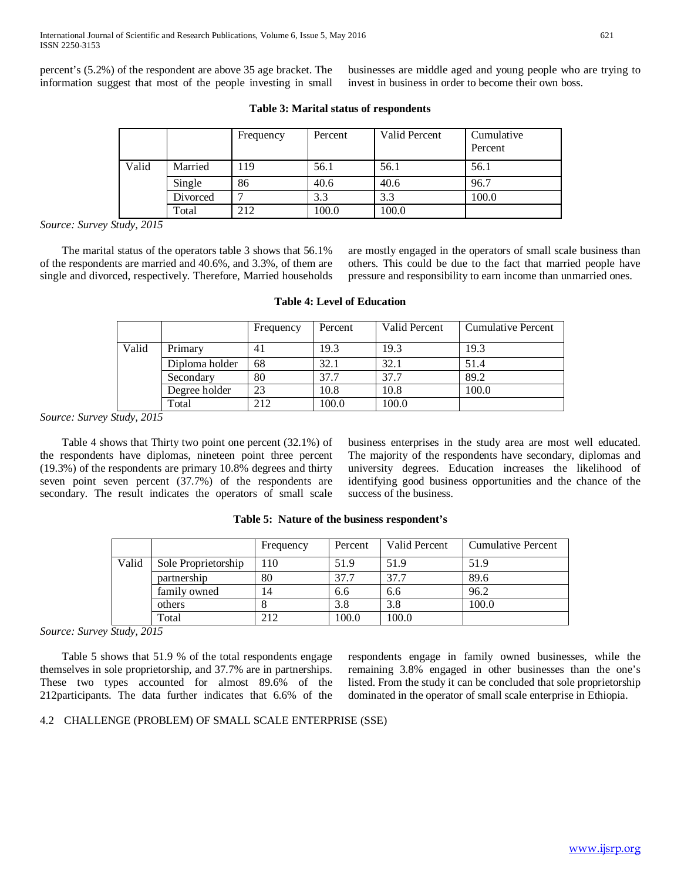percent's (5.2%) of the respondent are above 35 age bracket. The information suggest that most of the people investing in small businesses are middle aged and young people who are trying to invest in business in order to become their own boss.

**Table 3: Marital status of respondents**

| | | Frequency | Percent | Valid Percent | Cumulative Percent |
|---|---|---|---|---|---|
| Valid | Married | 119 | 56.1 | 56.1 | 56.1 |
| | Single | 86 | 40.6 | 40.6 | 96.7 |
| | Divorced | 7 | 3.3 | 3.3 | 100.0 |
| | Total | 212 | 100.0 | 100.0 | |

*Source: Survey Study, 2015*

The marital status of the operators table 3 shows that 56.1% of the respondents are married and 40.6%, and 3.3%, of them are single and divorced, respectively. Therefore, Married households are mostly engaged in the operators of small scale business than others. This could be due to the fact that married people have pressure and responsibility to earn income than unmarried ones.

**Table 4: Level of Education**

| | | Frequency | Percent | Valid Percent | Cumulative Percent |
|---|---|---|---|---|---|
| Valid | Primary | 41 | 19.3 | 19.3 | 19.3 |
| | Diploma holder | 68 | 32.1 | 32.1 | 51.4 |
| | Secondary | 80 | 37.7 | 37.7 | 89.2 |
| | Degree holder | 23 | 10.8 | 10.8 | 100.0 |
| | Total | 212 | 100.0 | 100.0 | |

*Source: Survey Study, 2015*

Table 4 shows that Thirty two point one percent (32.1%) of the respondents have diplomas, nineteen point three percent (19.3%) of the respondents are primary 10.8% degrees and thirty seven point seven percent (37.7%) of the respondents are secondary. The result indicates the operators of small scale business enterprises in the study area are most well educated. The majority of the respondents have secondary, diplomas and university degrees. Education increases the likelihood of identifying good business opportunities and the chance of the success of the business.

**Table 5: Nature of the business respondent's**

| | | Frequency | Percent | Valid Percent | Cumulative Percent |
|---|---|---|---|---|---|
| Valid | Sole Proprietorship | 110 | 51.9 | 51.9 | 51.9 |
| | partnership | 80 | 37.7 | 37.7 | 89.6 |
| | family owned | 14 | 6.6 | 6.6 | 96.2 |
| | others | 8 | 3.8 | 3.8 | 100.0 |
| | Total | 212 | 100.0 | 100.0 | |

*Source: Survey Study, 2015*

Table 5 shows that 51.9 % of the total respondents engage themselves in sole proprietorship, and 37.7% are in partnerships. These two types accounted for almost 89.6% of the 212participants. The data further indicates that 6.6% of the respondents engage in family owned businesses, while the remaining 3.8% engaged in other businesses than the one's listed. From the study it can be concluded that sole proprietorship dominated in the operator of small scale enterprise in Ethiopia.

### 4.2 CHALLENGE (PROBLEM) OF SMALL SCALE ENTERPRISE (SSE)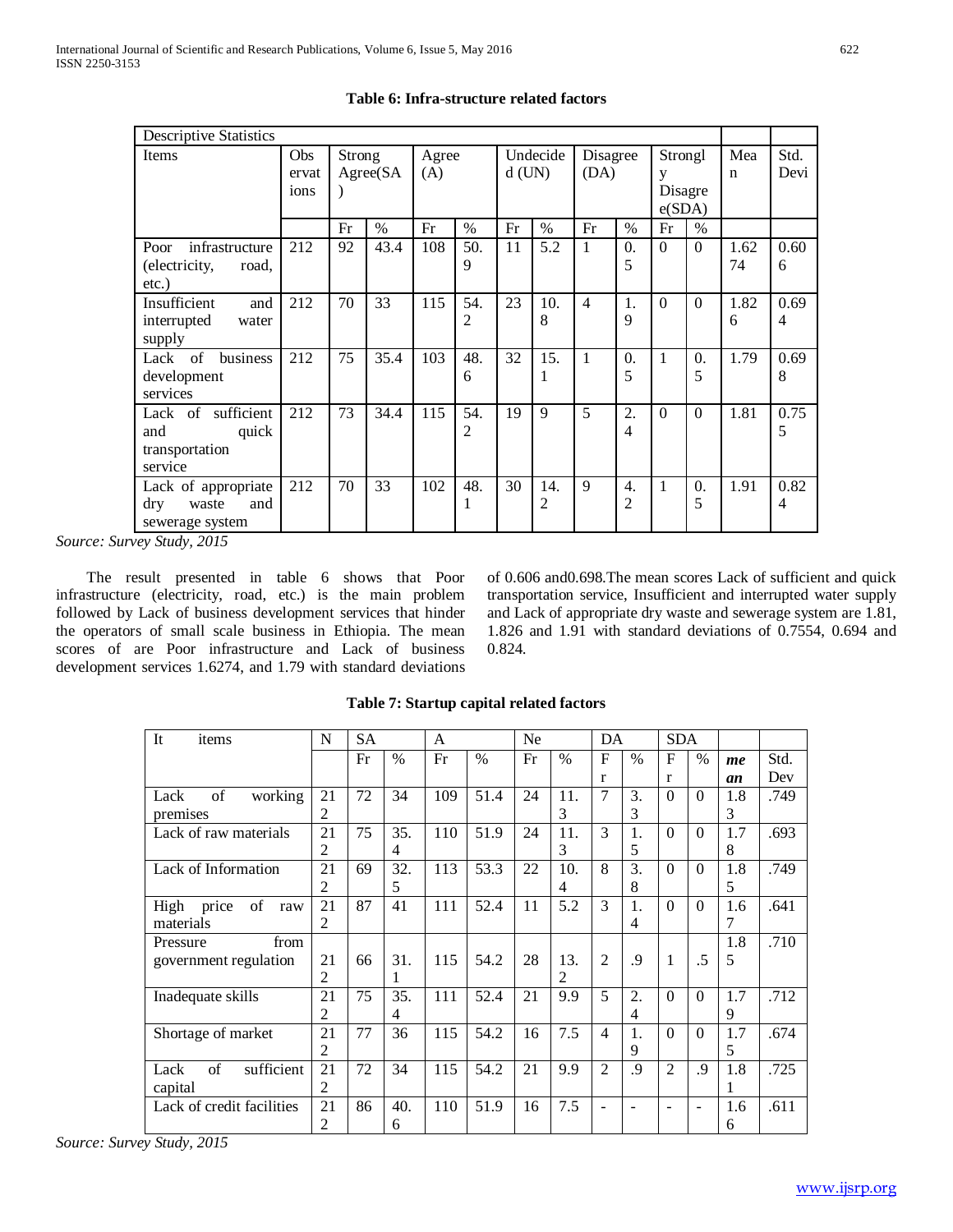**Table 6: Infra-structure related factors**

| Descriptive Statistics | | | | | | | | | | | | | |
|---|---|---|---|---|---|---|---|---|---|---|---|---|---|
| Items | Observations | Strong Agree(SA) | | Agree (A) | | Undecided (UN) | | Disagree (DA) | | Strongly Disagree(SDA) | | Mean | Std. Devi |
| | | Fr | % | Fr | % | Fr | % | Fr | % | Fr | % | | |
| Poor infrastructure (electricity, road, etc.) | 212 | 92 | 43.4 | 108 | 50.9 | 11 | 5.2 | 1 | 0.5 | 0 | 0 | 1.6274 | 0.606 |
| Insufficient and interrupted water supply | 212 | 70 | 33 | 115 | 54.2 | 23 | 10.8 | 4 | 1.9 | 0 | 0 | 1.826 | 0.694 |
| Lack of business development services | 212 | 75 | 35.4 | 103 | 48.6 | 32 | 15.1 | 1 | 0.5 | 1 | 0.5 | 1.79 | 0.698 |
| Lack of sufficient and quick transportation service | 212 | 73 | 34.4 | 115 | 54.2 | 19 | 9 | 5 | 2.4 | 0 | 0 | 1.81 | 0.755 |
| Lack of appropriate dry waste and sewerage system | 212 | 70 | 33 | 102 | 48.1 | 30 | 14.2 | 9 | 4.2 | 1 | 0.5 | 1.91 | 0.824 |

*Source: Survey Study, 2015*

The result presented in table 6 shows that Poor infrastructure (electricity, road, etc.) is the main problem followed by Lack of business development services that hinder the operators of small scale business in Ethiopia. The mean scores of are Poor infrastructure and Lack of business development services 1.6274, and 1.79 with standard deviations of 0.606 and0.698.The mean scores Lack of sufficient and quick transportation service, Insufficient and interrupted water supply and Lack of appropriate dry waste and sewerage system are 1.81, 1.826 and 1.91 with standard deviations of 0.7554, 0.694 and 0.824.

**Table 7: Startup capital related factors**

| It items | N | SA | | A | | Ne | | DA | | SDA | | | |
|---|---|---|---|---|---|---|---|---|---|---|---|---|---|
| | | Fr | % | Fr | % | Fr | % | Fr | % | Fr | % | ***mean*** | Std. Dev |
| Lack of working premises | 212 | 72 | 34 | 109 | 51.4 | 24 | 11.3 | 7 | 3.3 | 0 | 0 | 1.83 | .749 |
| Lack of raw materials | 212 | 75 | 35.4 | 110 | 51.9 | 24 | 11.3 | 3 | 1.5 | 0 | 0 | 1.78 | .693 |
| Lack of Information | 212 | 69 | 32.5 | 113 | 53.3 | 22 | 10.4 | 8 | 3.8 | 0 | 0 | 1.85 | .749 |
| High price of raw materials | 212 | 87 | 41 | 111 | 52.4 | 11 | 5.2 | 3 | 1.4 | 0 | 0 | 1.67 | .641 |
| Pressure from government regulation | 212 | 66 | 31.1 | 115 | 54.2 | 28 | 13.2 | 2 | .9 | 1 | .5 | 1.85 | .710 |
| Inadequate skills | 212 | 75 | 35.4 | 111 | 52.4 | 21 | 9.9 | 5 | 2.4 | 0 | 0 | 1.79 | .712 |
| Shortage of market | 212 | 77 | 36 | 115 | 54.2 | 16 | 7.5 | 4 | 1.9 | 0 | 0 | 1.75 | .674 |
| Lack of sufficient capital | 212 | 72 | 34 | 115 | 54.2 | 21 | 9.9 | 2 | .9 | 2 | .9 | 1.81 | .725 |
| Lack of credit facilities | 212 | 86 | 40.6 | 110 | 51.9 | 16 | 7.5 | - | - | - | - | 1.66 | .611 |

*Source: Survey Study, 2015*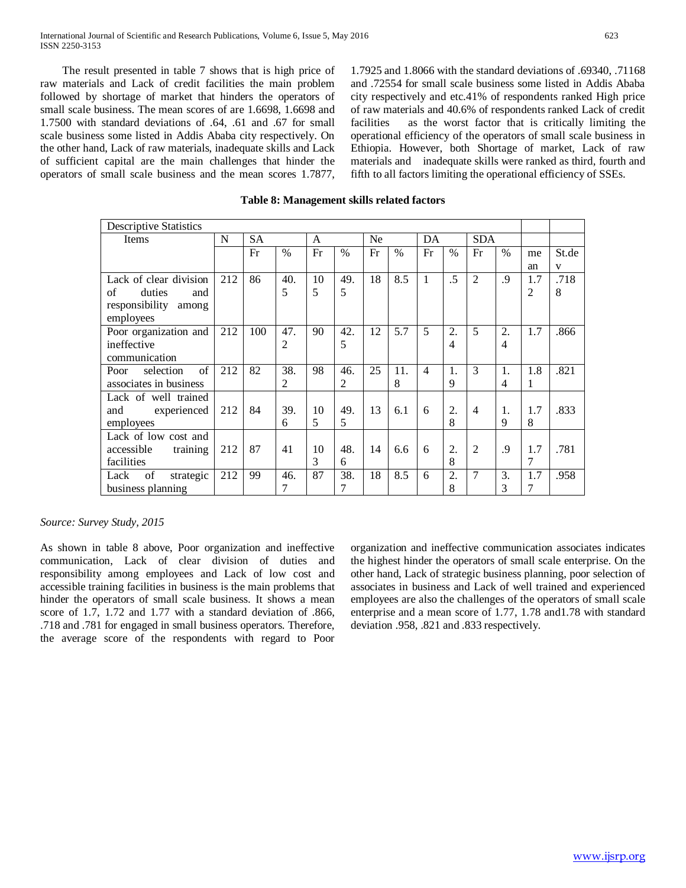The result presented in table 7 shows that is high price of raw materials and Lack of credit facilities the main problem followed by shortage of market that hinders the operators of small scale business. The mean scores of are 1.6698, 1.6698 and 1.7500 with standard deviations of .64, .61 and .67 for small scale business some listed in Addis Ababa city respectively. On the other hand, Lack of raw materials, inadequate skills and Lack of sufficient capital are the main challenges that hinder the operators of small scale business and the mean scores 1.7877, 1.7925 and 1.8066 with the standard deviations of .69340, .71168 and .72554 for small scale business some listed in Addis Ababa city respectively and etc.41% of respondents ranked High price of raw materials and 40.6% of respondents ranked Lack of credit facilities as the worst factor that is critically limiting the operational efficiency of the operators of small scale business in Ethiopia. However, both Shortage of market, Lack of raw materials and inadequate skills were ranked as third, fourth and fifth to all factors limiting the operational efficiency of SSEs.

**Table 8: Management skills related factors**

| Descriptive Statistics | | | | | | | | | | | | | |
|---|---|---|---|---|---|---|---|---|---|---|---|---|---|
| Items | N | SA | | A | | Ne | | DA | | SDA | | | |
| | | Fr | % | Fr | % | Fr | % | Fr | % | Fr | % | mean | St.dev |
| Lack of clear division of duties and responsibility among employees | 212 | 86 | 40.5 | 105 | 49.5 | 18 | 8.5 | 1 | .5 | 2 | .9 | 1.72 | .7188 |
| Poor organization and ineffective communication | 212 | 100 | 47.2 | 90 | 42.5 | 12 | 5.7 | 5 | 2.4 | 5 | 2.4 | 1.7 | .866 |
| Poor selection of associates in business | 212 | 82 | 38.2 | 98 | 46.2 | 25 | 11.8 | 4 | 1.9 | 3 | 1.4 | 1.81 | .821 |
| Lack of well trained and experienced employees | 212 | 84 | 39.6 | 105 | 49.5 | 13 | 6.1 | 6 | 2.8 | 4 | 1.9 | 1.78 | .833 |
| Lack of low cost and accessible training facilities | 212 | 87 | 41 | 103 | 48.6 | 14 | 6.6 | 6 | 2.8 | 2 | .9 | 1.77 | .781 |
| Lack of strategic business planning | 212 | 99 | 46.7 | 87 | 38.7 | 18 | 8.5 | 6 | 2.8 | 7 | 3.3 | 1.77 | .958 |

*Source: Survey Study, 2015*

As shown in table 8 above, Poor organization and ineffective communication, Lack of clear division of duties and responsibility among employees and Lack of low cost and accessible training facilities in business is the main problems that hinder the operators of small scale business. It shows a mean score of 1.7, 1.72 and 1.77 with a standard deviation of .866, .718 and .781 for engaged in small business operators. Therefore, the average score of the respondents with regard to Poor organization and ineffective communication associates indicates the highest hinder the operators of small scale enterprise. On the other hand, Lack of strategic business planning, poor selection of associates in business and Lack of well trained and experienced employees are also the challenges of the operators of small scale enterprise and a mean score of 1.77, 1.78 and1.78 with standard deviation .958, .821 and .833 respectively.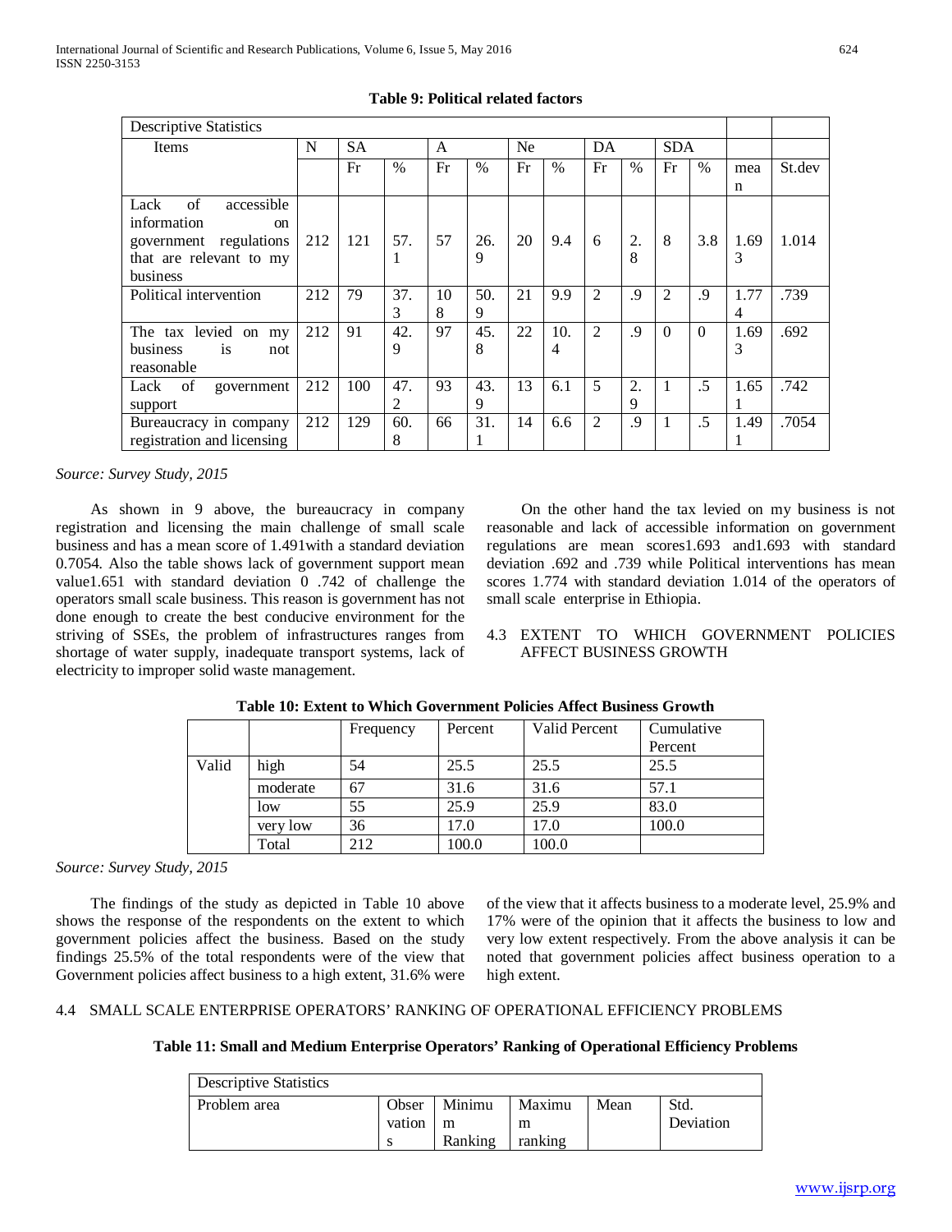**Table 9: Political related factors**

| Descriptive Statistics | | | | | | | | | | | | | |
|---|---|---|---|---|---|---|---|---|---|---|---|---|---|
| Items | N | SA | | A | | Ne | | DA | | SDA | | | |
| | | Fr | % | Fr | % | Fr | % | Fr | % | Fr | % | mean | St.dev |
| Lack of accessible information on government regulations that are relevant to my business | 212 | 121 | 57.1 | 57 | 26.9 | 20 | 9.4 | 6 | 2.8 | 8 | 3.8 | 1.693 | 1.014 |
| Political intervention | 212 | 79 | 37.3 | 108 | 50.9 | 21 | 9.9 | 2 | .9 | 2 | .9 | 1.774 | .739 |
| The tax levied on my business is not reasonable | 212 | 91 | 42.9 | 97 | 45.8 | 22 | 10.4 | 2 | .9 | 0 | 0 | 1.693 | .692 |
| Lack of government support | 212 | 100 | 47.2 | 93 | 43.9 | 13 | 6.1 | 5 | 2.9 | 1 | .5 | 1.651 | .742 |
| Bureaucracy in company registration and licensing | 212 | 129 | 60.8 | 66 | 31.1 | 14 | 6.6 | 2 | .9 | 1 | .5 | 1.491 | .7054 |

*Source: Survey Study, 2015*

As shown in 9 above, the bureaucracy in company registration and licensing the main challenge of small scale business and has a mean score of 1.491with a standard deviation 0.7054. Also the table shows lack of government support mean value1.651 with standard deviation 0 .742 of challenge the operators small scale business. This reason is government has not done enough to create the best conducive environment for the striving of SSEs, the problem of infrastructures ranges from shortage of water supply, inadequate transport systems, lack of electricity to improper solid waste management.

On the other hand the tax levied on my business is not reasonable and lack of accessible information on government regulations are mean scores1.693 and1.693 with standard deviation .692 and .739 while Political interventions has mean scores 1.774 with standard deviation 1.014 of the operators of small scale enterprise in Ethiopia.

### 4.3 EXTENT TO WHICH GOVERNMENT POLICIES AFFECT BUSINESS GROWTH

**Table 10: Extent to Which Government Policies Affect Business Growth**

| | | Frequency | Percent | Valid Percent | Cumulative Percent |
|---|---|---|---|---|---|
| Valid | high | 54 | 25.5 | 25.5 | 25.5 |
| | moderate | 67 | 31.6 | 31.6 | 57.1 |
| | low | 55 | 25.9 | 25.9 | 83.0 |
| | very low | 36 | 17.0 | 17.0 | 100.0 |
| | Total | 212 | 100.0 | 100.0 | |

*Source: Survey Study, 2015*

The findings of the study as depicted in Table 10 above shows the response of the respondents on the extent to which government policies affect the business. Based on the study findings 25.5% of the total respondents were of the view that Government policies affect business to a high extent, 31.6% were of the view that it affects business to a moderate level, 25.9% and 17% were of the opinion that it affects the business to low and very low extent respectively. From the above analysis it can be noted that government policies affect business operation to a high extent.

### 4.4 SMALL SCALE ENTERPRISE OPERATORS' RANKING OF OPERATIONAL EFFICIENCY PROBLEMS

**Table 11: Small and Medium Enterprise Operators' Ranking of Operational Efficiency Problems**

| Descriptive Statistics | | | | | |
|---|---|---|---|---|---|
| Problem area | Observations | Minimum Ranking | Maximum ranking | Mean | Std. Deviation |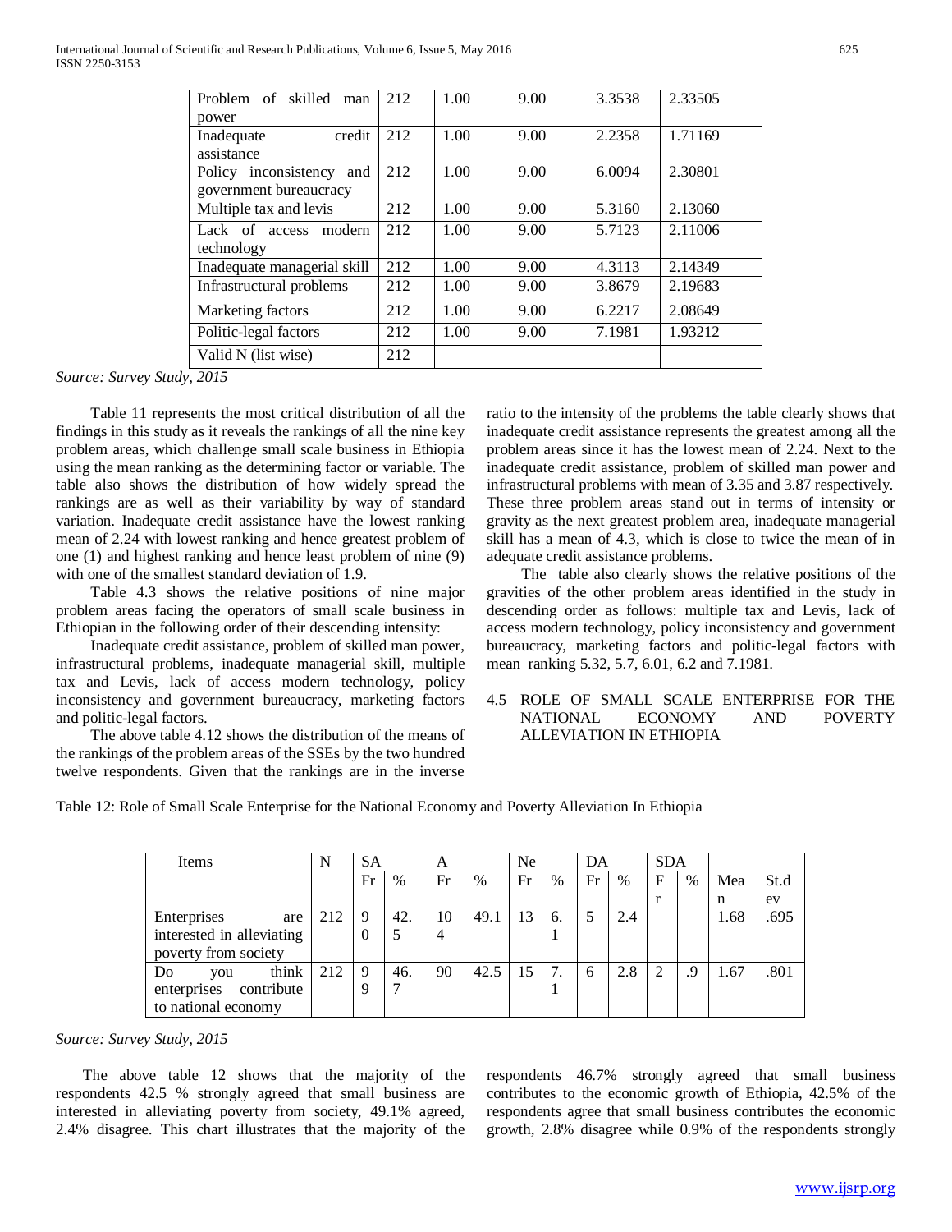| Problem of skilled man power | 212 | 1.00 | 9.00 | 3.3538 | 2.33505 |
|---|---|---|---|---|---|
| Inadequate credit assistance | 212 | 1.00 | 9.00 | 2.2358 | 1.71169 |
| Policy inconsistency and government bureaucracy | 212 | 1.00 | 9.00 | 6.0094 | 2.30801 |
| Multiple tax and levis | 212 | 1.00 | 9.00 | 5.3160 | 2.13060 |
| Lack of access modern technology | 212 | 1.00 | 9.00 | 5.7123 | 2.11006 |
| Inadequate managerial skill | 212 | 1.00 | 9.00 | 4.3113 | 2.14349 |
| Infrastructural problems | 212 | 1.00 | 9.00 | 3.8679 | 2.19683 |
| Marketing factors | 212 | 1.00 | 9.00 | 6.2217 | 2.08649 |
| Politic-legal factors | 212 | 1.00 | 9.00 | 7.1981 | 1.93212 |
| Valid N (list wise) | 212 | | | | |

*Source: Survey Study, 2015*

Table 11 represents the most critical distribution of all the findings in this study as it reveals the rankings of all the nine key problem areas, which challenge small scale business in Ethiopia using the mean ranking as the determining factor or variable. The table also shows the distribution of how widely spread the rankings are as well as their variability by way of standard variation. Inadequate credit assistance have the lowest ranking mean of 2.24 with lowest ranking and hence greatest problem of one (1) and highest ranking and hence least problem of nine (9) with one of the smallest standard deviation of 1.9.

Table 4.3 shows the relative positions of nine major problem areas facing the operators of small scale business in Ethiopian in the following order of their descending intensity:

Inadequate credit assistance, problem of skilled man power, infrastructural problems, inadequate managerial skill, multiple tax and Levis, lack of access modern technology, policy inconsistency and government bureaucracy, marketing factors and politic-legal factors.

The above table 4.12 shows the distribution of the means of the rankings of the problem areas of the SSEs by the two hundred twelve respondents. Given that the rankings are in the inverse ratio to the intensity of the problems the table clearly shows that inadequate credit assistance represents the greatest among all the problem areas since it has the lowest mean of 2.24. Next to the inadequate credit assistance, problem of skilled man power and infrastructural problems with mean of 3.35 and 3.87 respectively. These three problem areas stand out in terms of intensity or gravity as the next greatest problem area, inadequate managerial skill has a mean of 4.3, which is close to twice the mean of in adequate credit assistance problems.

The table also clearly shows the relative positions of the gravities of the other problem areas identified in the study in descending order as follows: multiple tax and Levis, lack of access modern technology, policy inconsistency and government bureaucracy, marketing factors and politic-legal factors with mean ranking 5.32, 5.7, 6.01, 6.2 and 7.1981.

## 4.5 ROLE OF SMALL SCALE ENTERPRISE FOR THE NATIONAL ECONOMY AND POVERTY ALLEVIATION IN ETHIOPIA

Table 12: Role of Small Scale Enterprise for the National Economy and Poverty Alleviation In Ethiopia

| Items | N | SA | | A | | Ne | | DA | | SDA | | | |
|---|---|---|---|---|---|---|---|---|---|---|---|---|---|
| | | Fr | % | Fr | % | Fr | % | Fr | % | Fr | % | Mean | St.dev |
| Enterprises are interested in alleviating poverty from society | 212 | 90 | 42.5 | 104 | 49.1 | 13 | 6.1 | 5 | 2.4 | | | 1.68 | .695 |
| Do you think enterprises contribute to national economy | 212 | 99 | 46.7 | 90 | 42.5 | 15 | 7.1 | 6 | 2.8 | 2 | .9 | 1.67 | .801 |

*Source: Survey Study, 2015*

The above table 12 shows that the majority of the respondents 42.5 % strongly agreed that small business are interested in alleviating poverty from society, 49.1% agreed, 2.4% disagree. This chart illustrates that the majority of the respondents 46.7% strongly agreed that small business contributes to the economic growth of Ethiopia, 42.5% of the respondents agree that small business contributes the economic growth, 2.8% disagree while 0.9% of the respondents strongly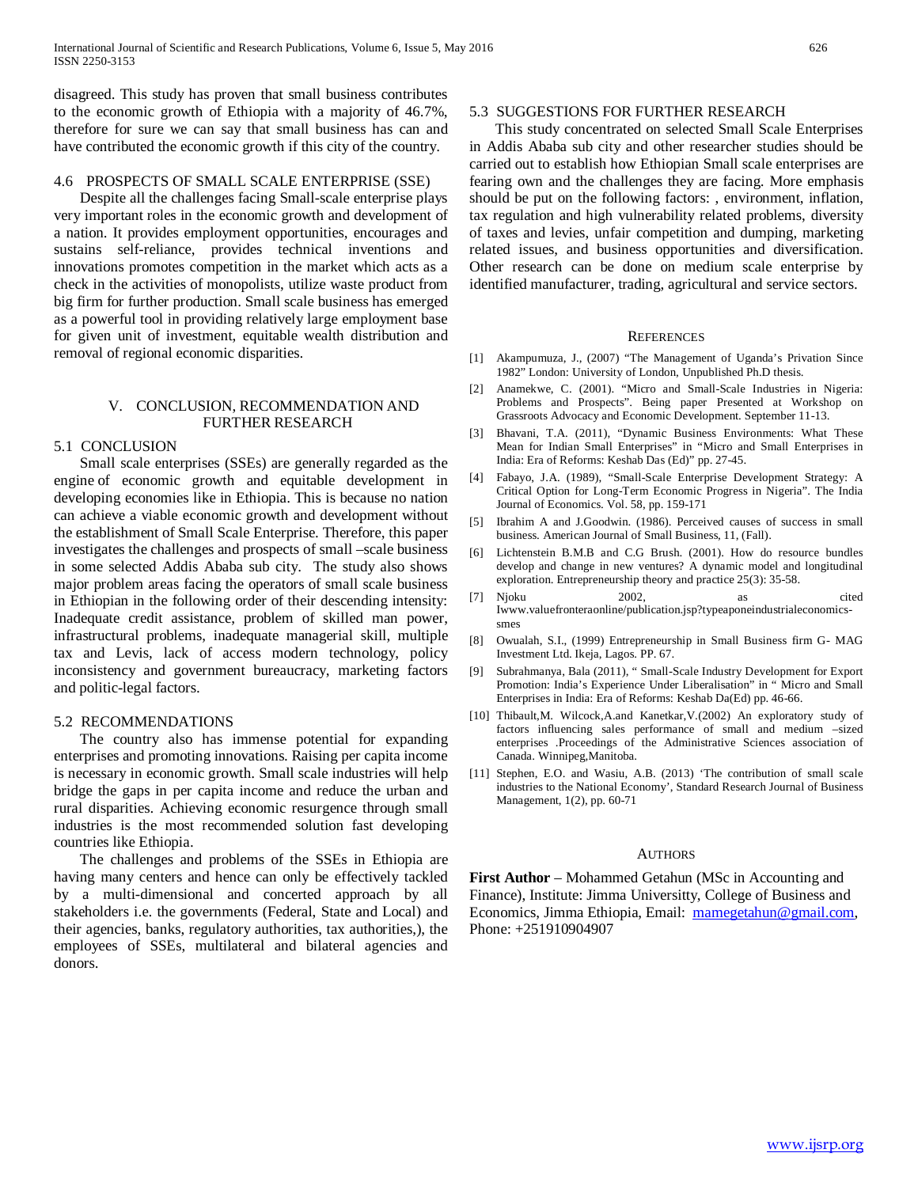disagreed. This study has proven that small business contributes to the economic growth of Ethiopia with a majority of 46.7%, therefore for sure we can say that small business has can and have contributed the economic growth if this city of the country.

### 4.6 PROSPECTS OF SMALL SCALE ENTERPRISE (SSE)

Despite all the challenges facing Small-scale enterprise plays very important roles in the economic growth and development of a nation. It provides employment opportunities, encourages and sustains self-reliance, provides technical inventions and innovations promotes competition in the market which acts as a check in the activities of monopolists, utilize waste product from big firm for further production. Small scale business has emerged as a powerful tool in providing relatively large employment base for given unit of investment, equitable wealth distribution and removal of regional economic disparities.

## V. CONCLUSION, RECOMMENDATION AND FURTHER RESEARCH

### 5.1 CONCLUSION

Small scale enterprises (SSEs) are generally regarded as the engine of economic growth and equitable development in developing economies like in Ethiopia. This is because no nation can achieve a viable economic growth and development without the establishment of Small Scale Enterprise. Therefore, this paper investigates the challenges and prospects of small –scale business in some selected Addis Ababa sub city. The study also shows major problem areas facing the operators of small scale business in Ethiopian in the following order of their descending intensity: Inadequate credit assistance, problem of skilled man power, infrastructural problems, inadequate managerial skill, multiple tax and Levis, lack of access modern technology, policy inconsistency and government bureaucracy, marketing factors and politic-legal factors.

### 5.2 RECOMMENDATIONS

The country also has immense potential for expanding enterprises and promoting innovations. Raising per capita income is necessary in economic growth. Small scale industries will help bridge the gaps in per capita income and reduce the urban and rural disparities. Achieving economic resurgence through small industries is the most recommended solution fast developing countries like Ethiopia.

The challenges and problems of the SSEs in Ethiopia are having many centers and hence can only be effectively tackled by a multi-dimensional and concerted approach by all stakeholders i.e. the governments (Federal, State and Local) and their agencies, banks, regulatory authorities, tax authorities,), the employees of SSEs, multilateral and bilateral agencies and donors.

### 5.3 SUGGESTIONS FOR FURTHER RESEARCH

This study concentrated on selected Small Scale Enterprises in Addis Ababa sub city and other researcher studies should be carried out to establish how Ethiopian Small scale enterprises are fearing own and the challenges they are facing. More emphasis should be put on the following factors: , environment, inflation, tax regulation and high vulnerability related problems, diversity of taxes and levies, unfair competition and dumping, marketing related issues, and business opportunities and diversification. Other research can be done on medium scale enterprise by identified manufacturer, trading, agricultural and service sectors.

## REFERENCES

[1] Akampumuza, J., (2007) "The Management of Uganda's Privation Since 1982" London: University of London, Unpublished Ph.D thesis.

[2] Anamekwe, C. (2001). "Micro and Small-Scale Industries in Nigeria: Problems and Prospects". Being paper Presented at Workshop on Grassroots Advocacy and Economic Development. September 11-13.

[3] Bhavani, T.A. (2011), "Dynamic Business Environments: What These Mean for Indian Small Enterprises" in "Micro and Small Enterprises in India: Era of Reforms: Keshab Das (Ed)" pp. 27-45.

[4] Fabayo, J.A. (1989), "Small-Scale Enterprise Development Strategy: A Critical Option for Long-Term Economic Progress in Nigeria". The India Journal of Economics. Vol. 58, pp. 159-171

[5] Ibrahim A and J.Goodwin. (1986). Perceived causes of success in small business. American Journal of Small Business, 11, (Fall).

[6] Lichtenstein B.M.B and C.G Brush. (2001). How do resource bundles develop and change in new ventures? A dynamic model and longitudinal exploration. Entrepreneurship theory and practice 25(3): 35-58.

[7] Njoku 2002, as cited Iwww.valuefronteraonline/publication.jsp?typeaponeindustrialeconomics-smes

[8] Owualah, S.I., (1999) Entrepreneurship in Small Business firm G- MAG Investment Ltd. Ikeja, Lagos. PP. 67.

[9] Subrahmanya, Bala (2011), " Small-Scale Industry Development for Export Promotion: India's Experience Under Liberalisation" in " Micro and Small Enterprises in India: Era of Reforms: Keshab Da(Ed) pp. 46-66.

[10] Thibault,M. Wilcock,A.and Kanetkar,V.(2002) An exploratory study of factors influencing sales performance of small and medium –sized enterprises .Proceedings of the Administrative Sciences association of Canada. Winnipeg,Manitoba.

[11] Stephen, E.O. and Wasiu, A.B. (2013) 'The contribution of small scale industries to the National Economy', Standard Research Journal of Business Management, 1(2), pp. 60-71

## AUTHORS

**First Author** – Mohammed Getahun (MSc in Accounting and Finance), Institute: Jimma Universitty, College of Business and Economics, Jimma Ethiopia, Email: mamegetahun@gmail.com, Phone: +251910904907